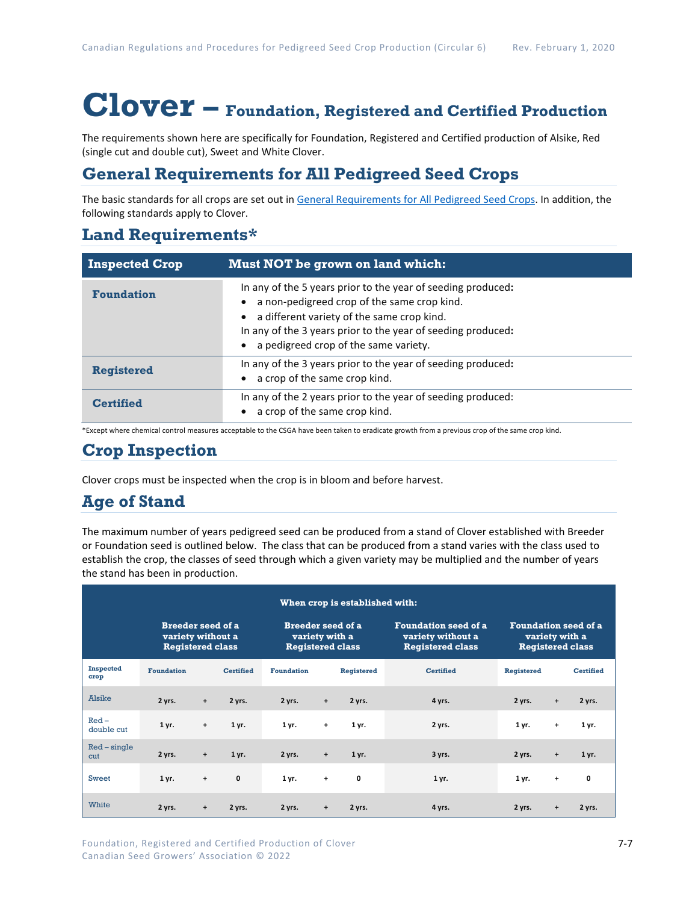# Clover – Foundation, Registered and Certified Production

The requirements shown here are specifically for Foundation, Registered and Certified production of Alsike, Red (single cut and double cut), Sweet and White Clover.

## General Requirements for All Pedigreed Seed Crops

The basic standards for all crops are set out in General Requirements for All Pedigreed Seed Crops. In addition, the following standards apply to Clover.

## Land Requirements*

| Inspected Crop | Must NOT be grown on land which: |
|---|---|
| **Foundation** | In any of the 5 years prior to the year of seeding produced:<br>• a non-pedigreed crop of the same crop kind.<br>• a different variety of the same crop kind.<br>In any of the 3 years prior to the year of seeding produced:<br>• a pedigreed crop of the same variety. |
| **Registered** | In any of the 3 years prior to the year of seeding produced:<br>• a crop of the same crop kind. |
| **Certified** | In any of the 2 years prior to the year of seeding produced:<br>• a crop of the same crop kind. |

*Except where chemical control measures acceptable to the CSGA have been taken to eradicate growth from a previous crop of the same crop kind.

## Crop Inspection

Clover crops must be inspected when the crop is in bloom and before harvest.

## Age of Stand

The maximum number of years pedigreed seed can be produced from a stand of Clover established with Breeder or Foundation seed is outlined below. The class that can be produced from a stand varies with the class used to establish the crop, the classes of seed through which a given variety may be multiplied and the number of years the stand has been in production.

| | When crop is established with: | | | | | | | | | |
|---|---|---|---|---|---|---|---|---|---|---|
| | Breeder seed of a variety without a Registered class | | | Breeder seed of a variety with a Registered class | | | Foundation seed of a variety without a Registered class | Foundation seed of a variety with a Registered class | | |
| **Inspected crop** | **Foundation** | | **Certified** | **Foundation** | | **Registered** | **Certified** | **Registered** | | **Certified** |
| Alsike | 2 yrs. | + | 2 yrs. | 2 yrs. | + | 2 yrs. | 4 yrs. | 2 yrs. | + | 2 yrs. |
| Red – double cut | 1 yr. | + | 1 yr. | 1 yr. | + | 1 yr. | 2 yrs. | 1 yr. | + | 1 yr. |
| Red – single cut | 2 yrs. | + | 1 yr. | 2 yrs. | + | 1 yr. | 3 yrs. | 2 yrs. | + | 1 yr. |
| Sweet | 1 yr. | + | 0 | 1 yr. | + | 0 | 1 yr. | 1 yr. | + | 0 |
| White | 2 yrs. | + | 2 yrs. | 2 yrs. | + | 2 yrs. | 4 yrs. | 2 yrs. | + | 2 yrs. |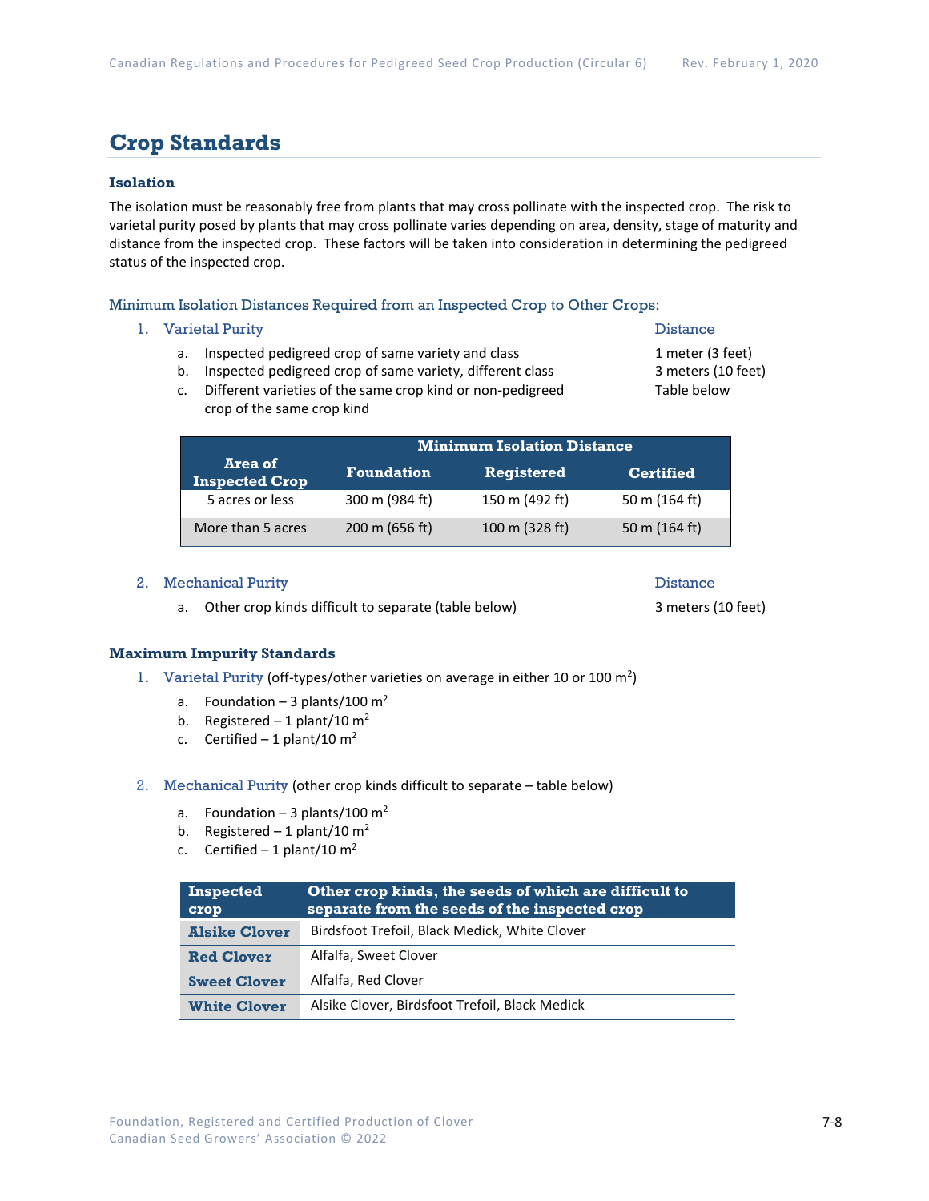## Crop Standards

### Isolation

The isolation must be reasonably free from plants that may cross pollinate with the inspected crop. The risk to varietal purity posed by plants that may cross pollinate varies depending on area, density, stage of maturity and distance from the inspected crop. These factors will be taken into consideration in determining the pedigreed status of the inspected crop.

#### Minimum Isolation Distances Required from an Inspected Crop to Other Crops:

1. Varietal Purity — Distance
   a. Inspected pedigreed crop of same variety and class — 1 meter (3 feet)
   b. Inspected pedigreed crop of same variety, different class — 3 meters (10 feet)
   c. Different varieties of the same crop kind or non-pedigreed crop of the same crop kind — Table below

| Area of Inspected Crop | Minimum Isolation Distance | | |
|---|---|---|---|
| | Foundation | Registered | Certified |
| 5 acres or less | 300 m (984 ft) | 150 m (492 ft) | 50 m (164 ft) |
| More than 5 acres | 200 m (656 ft) | 100 m (328 ft) | 50 m (164 ft) |

2. Mechanical Purity — Distance
   a. Other crop kinds difficult to separate (table below) — 3 meters (10 feet)

### Maximum Impurity Standards

1. Varietal Purity (off-types/other varieties on average in either 10 or 100 $m^2$)
   a. Foundation – 3 plants/100 $m^2$
   b. Registered – 1 plant/10 $m^2$
   c. Certified – 1 plant/10 $m^2$

2. Mechanical Purity (other crop kinds difficult to separate – table below)
   a. Foundation – 3 plants/100 $m^2$
   b. Registered – 1 plant/10 $m^2$
   c. Certified – 1 plant/10 $m^2$

| Inspected crop | Other crop kinds, the seeds of which are difficult to separate from the seeds of the inspected crop |
|---|---|
| **Alsike Clover** | Birdsfoot Trefoil, Black Medick, White Clover |
| **Red Clover** | Alfalfa, Sweet Clover |
| **Sweet Clover** | Alfalfa, Red Clover |
| **White Clover** | Alsike Clover, Birdsfoot Trefoil, Black Medick |